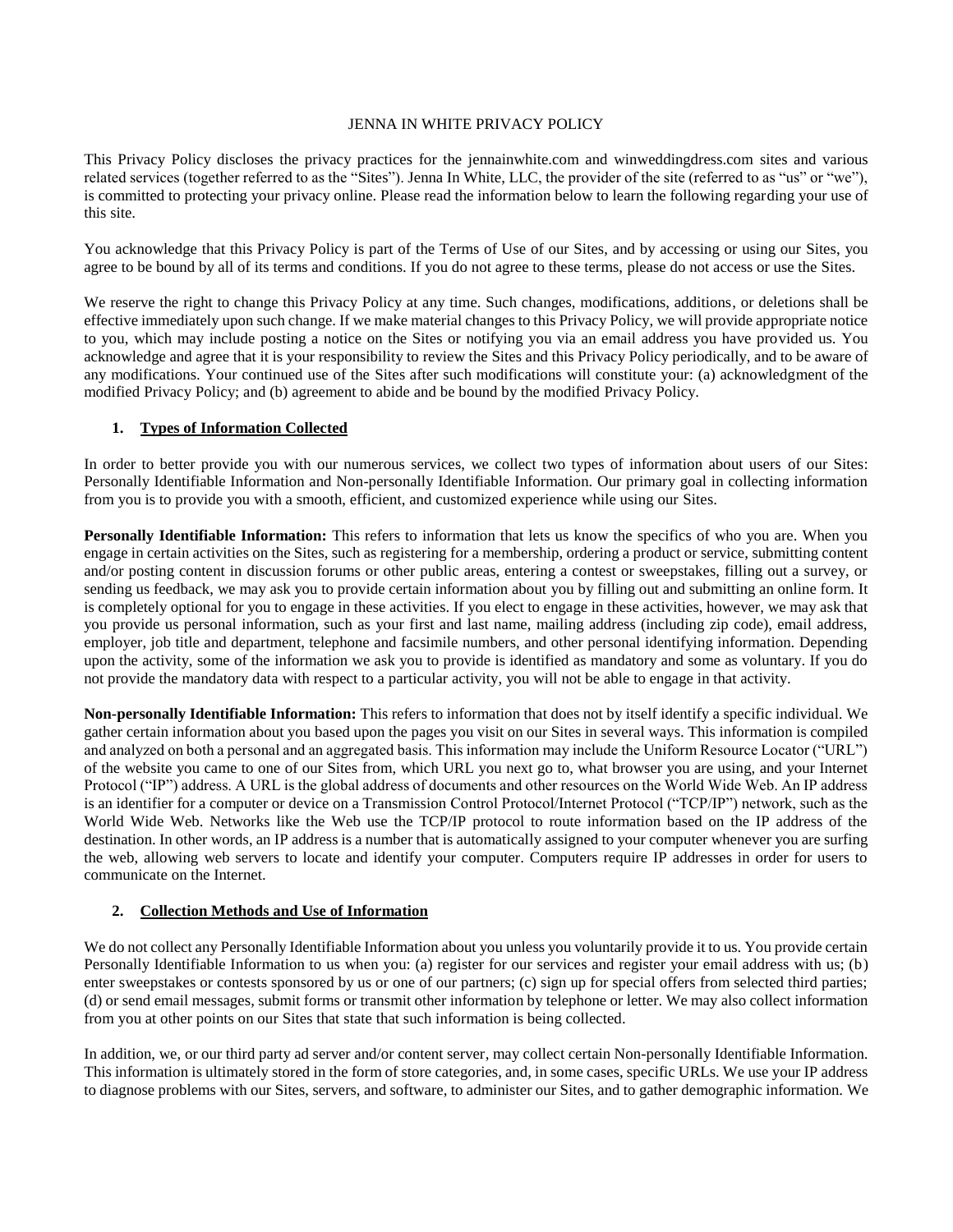# JENNA IN WHITE PRIVACY POLICY

This Privacy Policy discloses the privacy practices for the jennainwhite.com and winweddingdress.com sites and various related services (together referred to as the "Sites"). Jenna In White, LLC, the provider of the site (referred to as "us" or "we"), is committed to protecting your privacy online. Please read the information below to learn the following regarding your use of this site.

You acknowledge that this Privacy Policy is part of the Terms of Use of our Sites, and by accessing or using our Sites, you agree to be bound by all of its terms and conditions. If you do not agree to these terms, please do not access or use the Sites.

We reserve the right to change this Privacy Policy at any time. Such changes, modifications, additions, or deletions shall be effective immediately upon such change. If we make material changes to this Privacy Policy, we will provide appropriate notice to you, which may include posting a notice on the Sites or notifying you via an email address you have provided us. You acknowledge and agree that it is your responsibility to review the Sites and this Privacy Policy periodically, and to be aware of any modifications. Your continued use of the Sites after such modifications will constitute your: (a) acknowledgment of the modified Privacy Policy; and (b) agreement to abide and be bound by the modified Privacy Policy.

## 1. Types of Information Collected

In order to better provide you with our numerous services, we collect two types of information about users of our Sites: Personally Identifiable Information and Non-personally Identifiable Information. Our primary goal in collecting information from you is to provide you with a smooth, efficient, and customized experience while using our Sites.

**Personally Identifiable Information:** This refers to information that lets us know the specifics of who you are. When you engage in certain activities on the Sites, such as registering for a membership, ordering a product or service, submitting content and/or posting content in discussion forums or other public areas, entering a contest or sweepstakes, filling out a survey, or sending us feedback, we may ask you to provide certain information about you by filling out and submitting an online form. It is completely optional for you to engage in these activities. If you elect to engage in these activities, however, we may ask that you provide us personal information, such as your first and last name, mailing address (including zip code), email address, employer, job title and department, telephone and facsimile numbers, and other personal identifying information. Depending upon the activity, some of the information we ask you to provide is identified as mandatory and some as voluntary. If you do not provide the mandatory data with respect to a particular activity, you will not be able to engage in that activity.

**Non-personally Identifiable Information:** This refers to information that does not by itself identify a specific individual. We gather certain information about you based upon the pages you visit on our Sites in several ways. This information is compiled and analyzed on both a personal and an aggregated basis. This information may include the Uniform Resource Locator ("URL") of the website you came to one of our Sites from, which URL you next go to, what browser you are using, and your Internet Protocol ("IP") address. A URL is the global address of documents and other resources on the World Wide Web. An IP address is an identifier for a computer or device on a Transmission Control Protocol/Internet Protocol ("TCP/IP") network, such as the World Wide Web. Networks like the Web use the TCP/IP protocol to route information based on the IP address of the destination. In other words, an IP address is a number that is automatically assigned to your computer whenever you are surfing the web, allowing web servers to locate and identify your computer. Computers require IP addresses in order for users to communicate on the Internet.

## 2. Collection Methods and Use of Information

We do not collect any Personally Identifiable Information about you unless you voluntarily provide it to us. You provide certain Personally Identifiable Information to us when you: (a) register for our services and register your email address with us; (b) enter sweepstakes or contests sponsored by us or one of our partners; (c) sign up for special offers from selected third parties; (d) or send email messages, submit forms or transmit other information by telephone or letter. We may also collect information from you at other points on our Sites that state that such information is being collected.

In addition, we, or our third party ad server and/or content server, may collect certain Non-personally Identifiable Information. This information is ultimately stored in the form of store categories, and, in some cases, specific URLs. We use your IP address to diagnose problems with our Sites, servers, and software, to administer our Sites, and to gather demographic information. We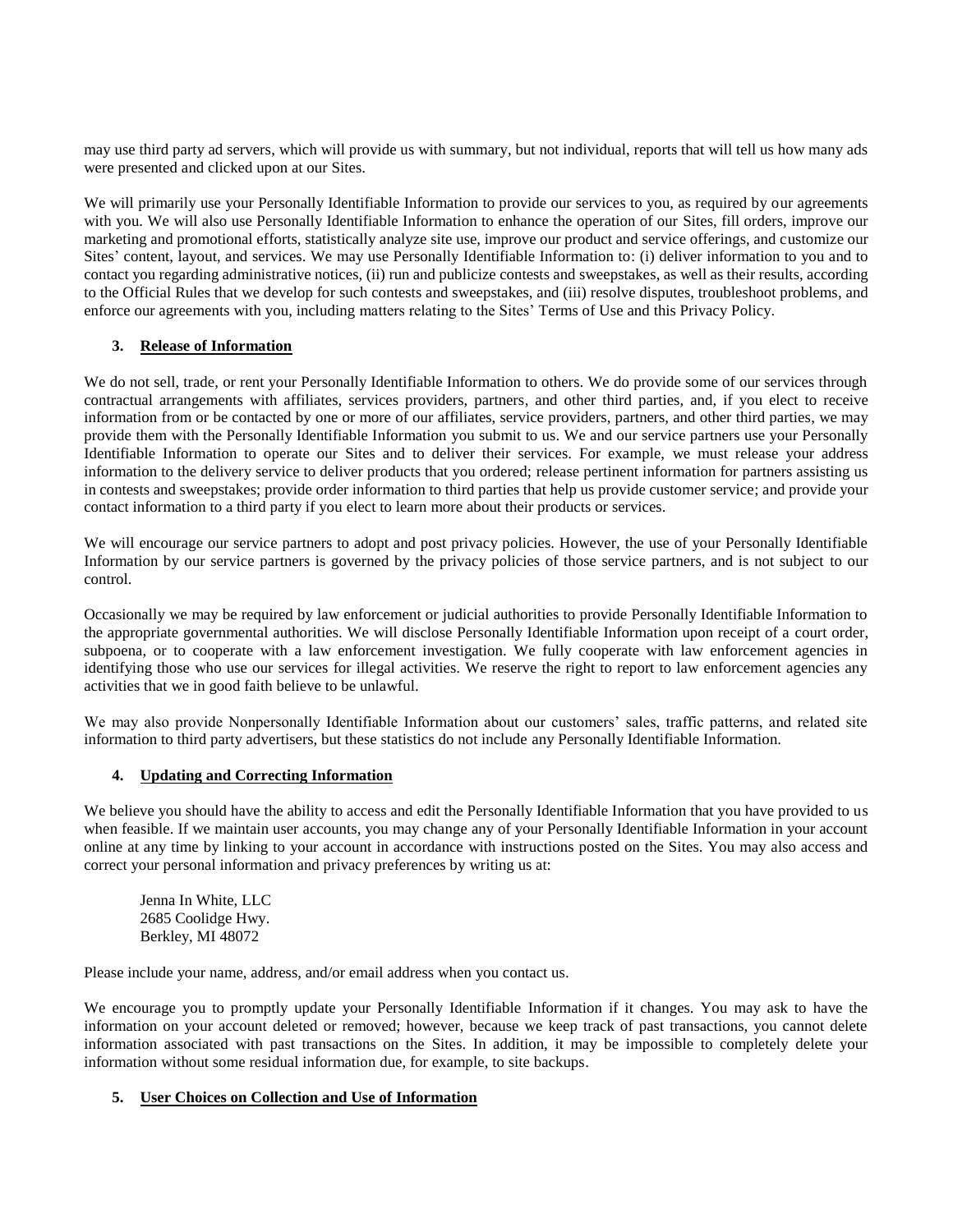may use third party ad servers, which will provide us with summary, but not individual, reports that will tell us how many ads were presented and clicked upon at our Sites.

We will primarily use your Personally Identifiable Information to provide our services to you, as required by our agreements with you. We will also use Personally Identifiable Information to enhance the operation of our Sites, fill orders, improve our marketing and promotional efforts, statistically analyze site use, improve our product and service offerings, and customize our Sites' content, layout, and services. We may use Personally Identifiable Information to: (i) deliver information to you and to contact you regarding administrative notices, (ii) run and publicize contests and sweepstakes, as well as their results, according to the Official Rules that we develop for such contests and sweepstakes, and (iii) resolve disputes, troubleshoot problems, and enforce our agreements with you, including matters relating to the Sites' Terms of Use and this Privacy Policy.

## 3. Release of Information

We do not sell, trade, or rent your Personally Identifiable Information to others. We do provide some of our services through contractual arrangements with affiliates, services providers, partners, and other third parties, and, if you elect to receive information from or be contacted by one or more of our affiliates, service providers, partners, and other third parties, we may provide them with the Personally Identifiable Information you submit to us. We and our service partners use your Personally Identifiable Information to operate our Sites and to deliver their services. For example, we must release your address information to the delivery service to deliver products that you ordered; release pertinent information for partners assisting us in contests and sweepstakes; provide order information to third parties that help us provide customer service; and provide your contact information to a third party if you elect to learn more about their products or services.

We will encourage our service partners to adopt and post privacy policies. However, the use of your Personally Identifiable Information by our service partners is governed by the privacy policies of those service partners, and is not subject to our control.

Occasionally we may be required by law enforcement or judicial authorities to provide Personally Identifiable Information to the appropriate governmental authorities. We will disclose Personally Identifiable Information upon receipt of a court order, subpoena, or to cooperate with a law enforcement investigation. We fully cooperate with law enforcement agencies in identifying those who use our services for illegal activities. We reserve the right to report to law enforcement agencies any activities that we in good faith believe to be unlawful.

We may also provide Nonpersonally Identifiable Information about our customers' sales, traffic patterns, and related site information to third party advertisers, but these statistics do not include any Personally Identifiable Information.

## 4. Updating and Correcting Information

We believe you should have the ability to access and edit the Personally Identifiable Information that you have provided to us when feasible. If we maintain user accounts, you may change any of your Personally Identifiable Information in your account online at any time by linking to your account in accordance with instructions posted on the Sites. You may also access and correct your personal information and privacy preferences by writing us at:

Jenna In White, LLC
2685 Coolidge Hwy.
Berkley, MI 48072

Please include your name, address, and/or email address when you contact us.

We encourage you to promptly update your Personally Identifiable Information if it changes. You may ask to have the information on your account deleted or removed; however, because we keep track of past transactions, you cannot delete information associated with past transactions on the Sites. In addition, it may be impossible to completely delete your information without some residual information due, for example, to site backups.

## 5. User Choices on Collection and Use of Information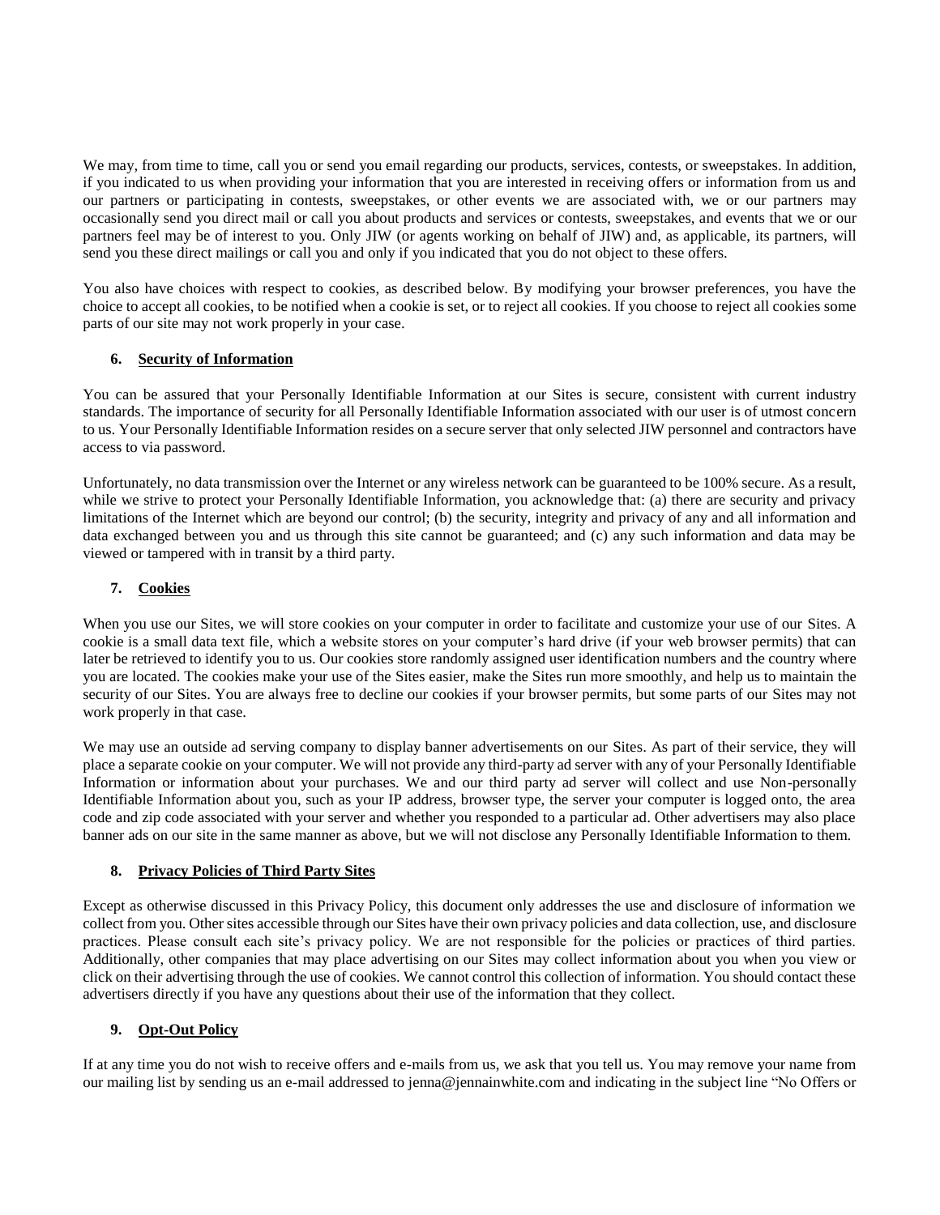We may, from time to time, call you or send you email regarding our products, services, contests, or sweepstakes. In addition, if you indicated to us when providing your information that you are interested in receiving offers or information from us and our partners or participating in contests, sweepstakes, or other events we are associated with, we or our partners may occasionally send you direct mail or call you about products and services or contests, sweepstakes, and events that we or our partners feel may be of interest to you. Only JIW (or agents working on behalf of JIW) and, as applicable, its partners, will send you these direct mailings or call you and only if you indicated that you do not object to these offers.

You also have choices with respect to cookies, as described below. By modifying your browser preferences, you have the choice to accept all cookies, to be notified when a cookie is set, or to reject all cookies. If you choose to reject all cookies some parts of our site may not work properly in your case.

## 6. Security of Information

You can be assured that your Personally Identifiable Information at our Sites is secure, consistent with current industry standards. The importance of security for all Personally Identifiable Information associated with our user is of utmost concern to us. Your Personally Identifiable Information resides on a secure server that only selected JIW personnel and contractors have access to via password.

Unfortunately, no data transmission over the Internet or any wireless network can be guaranteed to be 100% secure. As a result, while we strive to protect your Personally Identifiable Information, you acknowledge that: (a) there are security and privacy limitations of the Internet which are beyond our control; (b) the security, integrity and privacy of any and all information and data exchanged between you and us through this site cannot be guaranteed; and (c) any such information and data may be viewed or tampered with in transit by a third party.

## 7. Cookies

When you use our Sites, we will store cookies on your computer in order to facilitate and customize your use of our Sites. A cookie is a small data text file, which a website stores on your computer's hard drive (if your web browser permits) that can later be retrieved to identify you to us. Our cookies store randomly assigned user identification numbers and the country where you are located. The cookies make your use of the Sites easier, make the Sites run more smoothly, and help us to maintain the security of our Sites. You are always free to decline our cookies if your browser permits, but some parts of our Sites may not work properly in that case.

We may use an outside ad serving company to display banner advertisements on our Sites. As part of their service, they will place a separate cookie on your computer. We will not provide any third-party ad server with any of your Personally Identifiable Information or information about your purchases. We and our third party ad server will collect and use Non-personally Identifiable Information about you, such as your IP address, browser type, the server your computer is logged onto, the area code and zip code associated with your server and whether you responded to a particular ad. Other advertisers may also place banner ads on our site in the same manner as above, but we will not disclose any Personally Identifiable Information to them.

## 8. Privacy Policies of Third Party Sites

Except as otherwise discussed in this Privacy Policy, this document only addresses the use and disclosure of information we collect from you. Other sites accessible through our Sites have their own privacy policies and data collection, use, and disclosure practices. Please consult each site's privacy policy. We are not responsible for the policies or practices of third parties. Additionally, other companies that may place advertising on our Sites may collect information about you when you view or click on their advertising through the use of cookies. We cannot control this collection of information. You should contact these advertisers directly if you have any questions about their use of the information that they collect.

## 9. Opt-Out Policy

If at any time you do not wish to receive offers and e-mails from us, we ask that you tell us. You may remove your name from our mailing list by sending us an e-mail addressed to jenna@jennainwhite.com and indicating in the subject line "No Offers or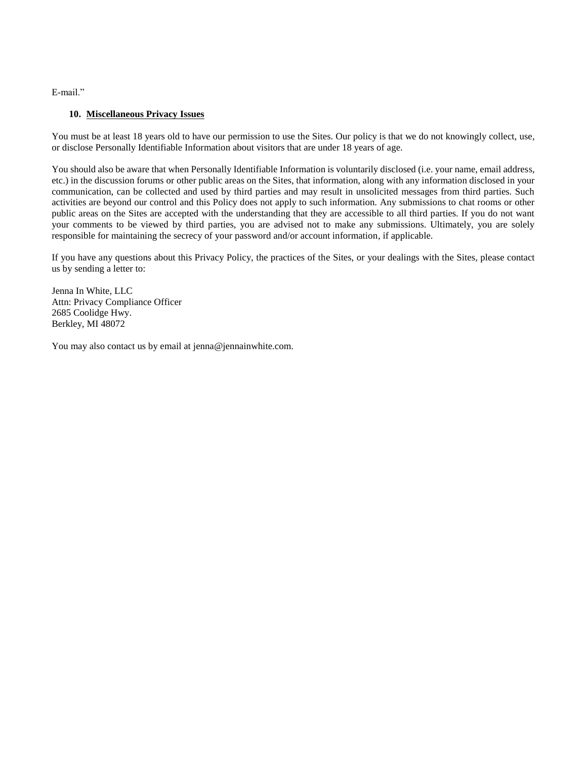E-mail."

### 10. Miscellaneous Privacy Issues

You must be at least 18 years old to have our permission to use the Sites. Our policy is that we do not knowingly collect, use, or disclose Personally Identifiable Information about visitors that are under 18 years of age.

You should also be aware that when Personally Identifiable Information is voluntarily disclosed (i.e. your name, email address, etc.) in the discussion forums or other public areas on the Sites, that information, along with any information disclosed in your communication, can be collected and used by third parties and may result in unsolicited messages from third parties. Such activities are beyond our control and this Policy does not apply to such information. Any submissions to chat rooms or other public areas on the Sites are accepted with the understanding that they are accessible to all third parties. If you do not want your comments to be viewed by third parties, you are advised not to make any submissions. Ultimately, you are solely responsible for maintaining the secrecy of your password and/or account information, if applicable.

If you have any questions about this Privacy Policy, the practices of the Sites, or your dealings with the Sites, please contact us by sending a letter to:

Jenna In White, LLC
Attn: Privacy Compliance Officer
2685 Coolidge Hwy.
Berkley, MI 48072

You may also contact us by email at jenna@jennainwhite.com.